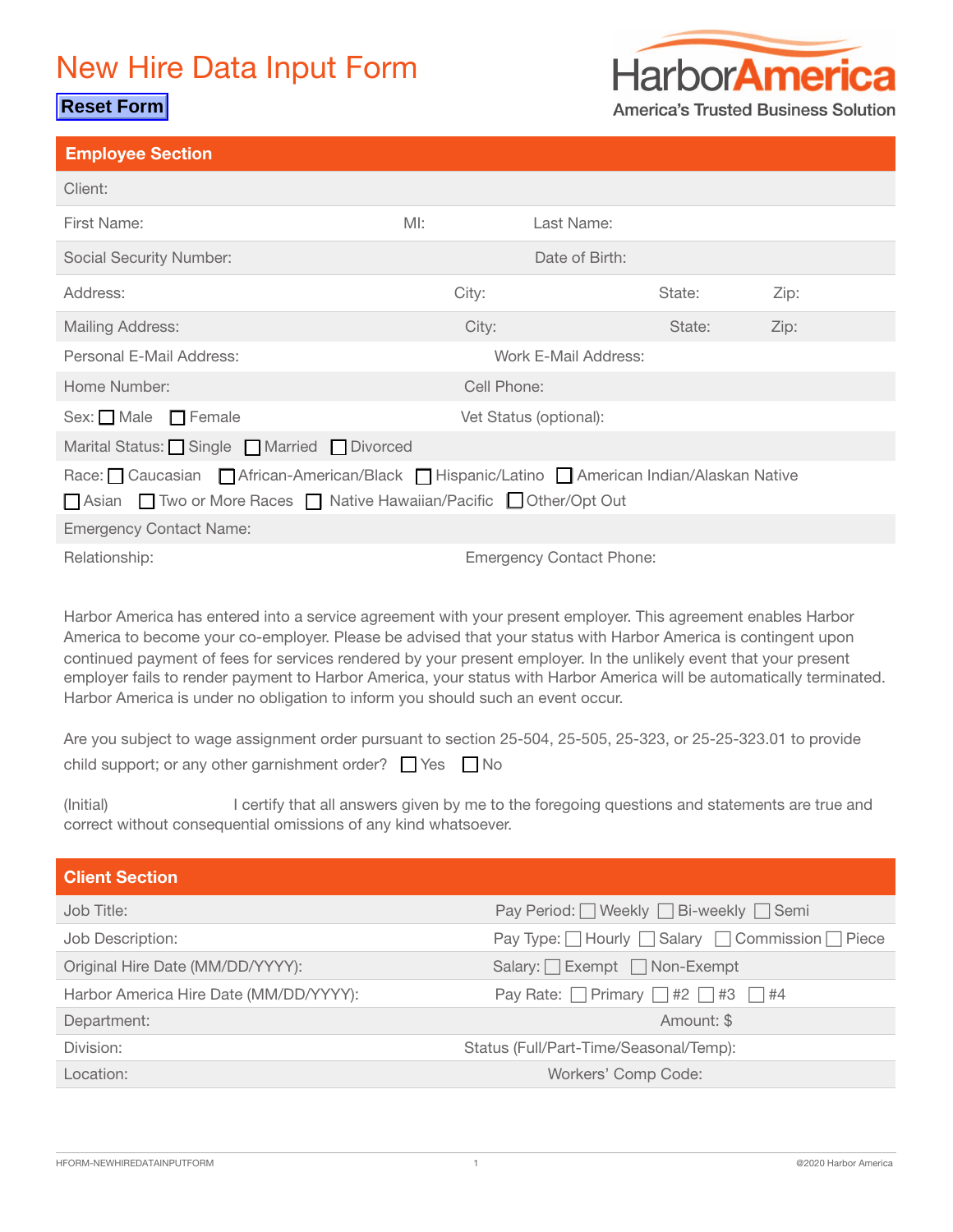# New Hire Data Input Form

Reset Form

HarborAmerica
America's Trusted Business Solution

## Employee Section

Client:

First Name: MI: Last Name:

Social Security Number: Date of Birth:

Address: City: State: Zip:

Mailing Address: City: State: Zip:

Personal E-Mail Address: Work E-Mail Address:

Home Number: Cell Phone:

Sex: ☐ Male ☐ Female Vet Status (optional):

Marital Status: ☐ Single ☐ Married ☐ Divorced

Race: ☐ Caucasian ☐ African-American/Black ☐ Hispanic/Latino ☐ American Indian/Alaskan Native ☐ Asian ☐ Two or More Races ☐ Native Hawaiian/Pacific ☐ Other/Opt Out

Emergency Contact Name:

Relationship: Emergency Contact Phone:

Harbor America has entered into a service agreement with your present employer. This agreement enables Harbor America to become your co-employer. Please be advised that your status with Harbor America is contingent upon continued payment of fees for services rendered by your present employer. In the unlikely event that your present employer fails to render payment to Harbor America, your status with Harbor America will be automatically terminated. Harbor America is under no obligation to inform you should such an event occur.

Are you subject to wage assignment order pursuant to section 25-504, 25-505, 25-323, or 25-25-323.01 to provide child support; or any other garnishment order? ☐ Yes ☐ No

(Initial) I certify that all answers given by me to the foregoing questions and statements are true and correct without consequential omissions of any kind whatsoever.

## Client Section

Job Title: Pay Period: ☐ Weekly ☐ Bi-weekly ☐ Semi

Job Description: Pay Type: ☐ Hourly ☐ Salary ☐ Commission ☐ Piece

Original Hire Date (MM/DD/YYYY): Salary: ☐ Exempt ☐ Non-Exempt

Harbor America Hire Date (MM/DD/YYYY): Pay Rate: ☐ Primary ☐ #2 ☐ #3 ☐ #4

Department: Amount: $

Division: Status (Full/Part-Time/Seasonal/Temp):

Location: Workers' Comp Code: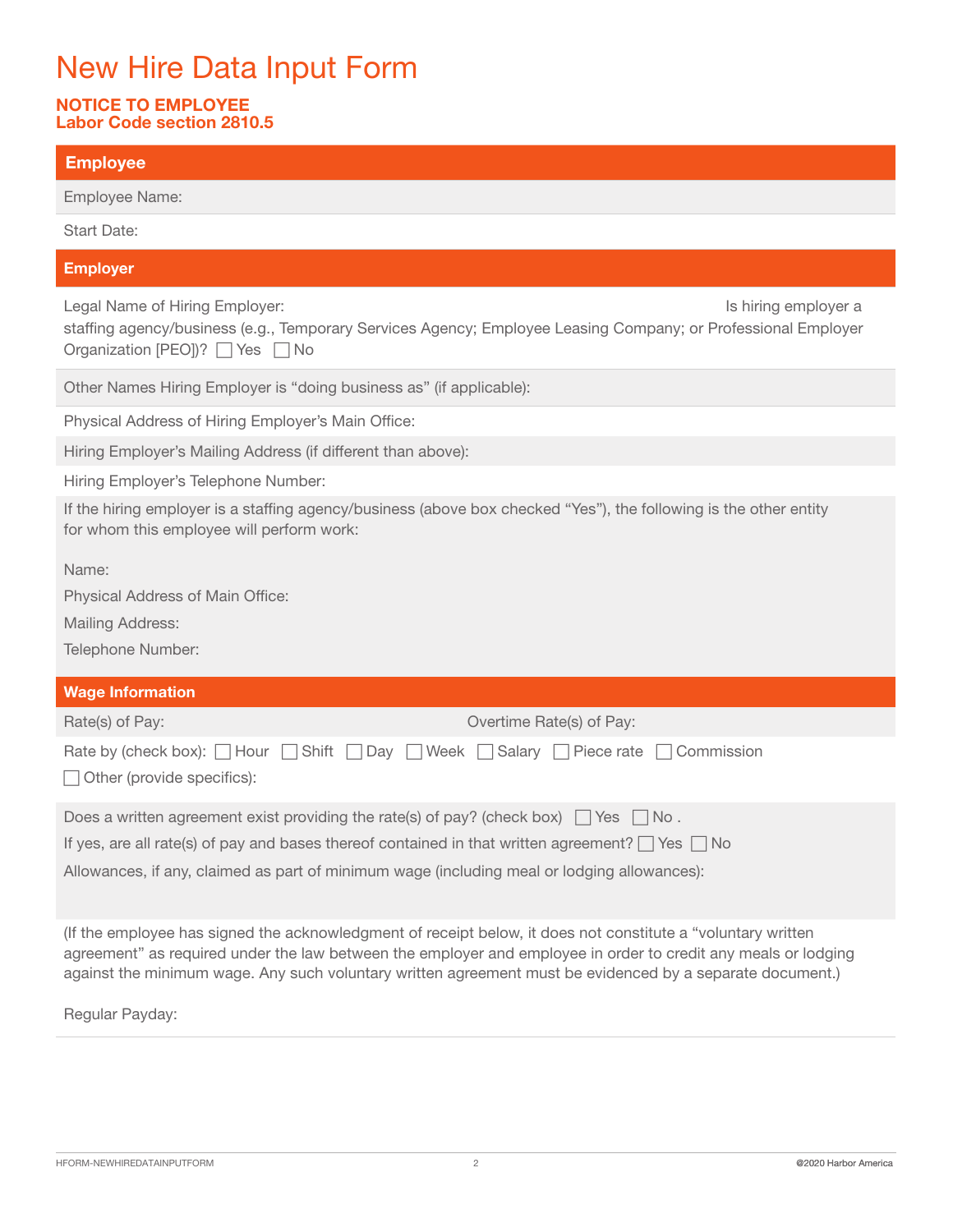# New Hire Data Input Form

**NOTICE TO EMPLOYEE**
**Labor Code section 2810.5**

## Employee

Employee Name:

Start Date:

## Employer

Legal Name of Hiring Employer:

Is hiring employer a staffing agency/business (e.g., Temporary Services Agency; Employee Leasing Company; or Professional Employer Organization [PEO])? ☐ Yes ☐ No

Other Names Hiring Employer is "doing business as" (if applicable):

Physical Address of Hiring Employer's Main Office:

Hiring Employer's Mailing Address (if different than above):

Hiring Employer's Telephone Number:

If the hiring employer is a staffing agency/business (above box checked "Yes"), the following is the other entity for whom this employee will perform work:

Name:

Physical Address of Main Office:

Mailing Address:

Telephone Number:

## Wage Information

Rate(s) of Pay:

Overtime Rate(s) of Pay:

Rate by (check box): ☐ Hour ☐ Shift ☐ Day ☐ Week ☐ Salary ☐ Piece rate ☐ Commission

☐ Other (provide specifics):

Does a written agreement exist providing the rate(s) of pay? (check box) ☐ Yes ☐ No .

If yes, are all rate(s) of pay and bases thereof contained in that written agreement? ☐ Yes ☐ No

Allowances, if any, claimed as part of minimum wage (including meal or lodging allowances):

(If the employee has signed the acknowledgment of receipt below, it does not constitute a "voluntary written agreement" as required under the law between the employer and employee in order to credit any meals or lodging against the minimum wage. Any such voluntary written agreement must be evidenced by a separate document.)

Regular Payday: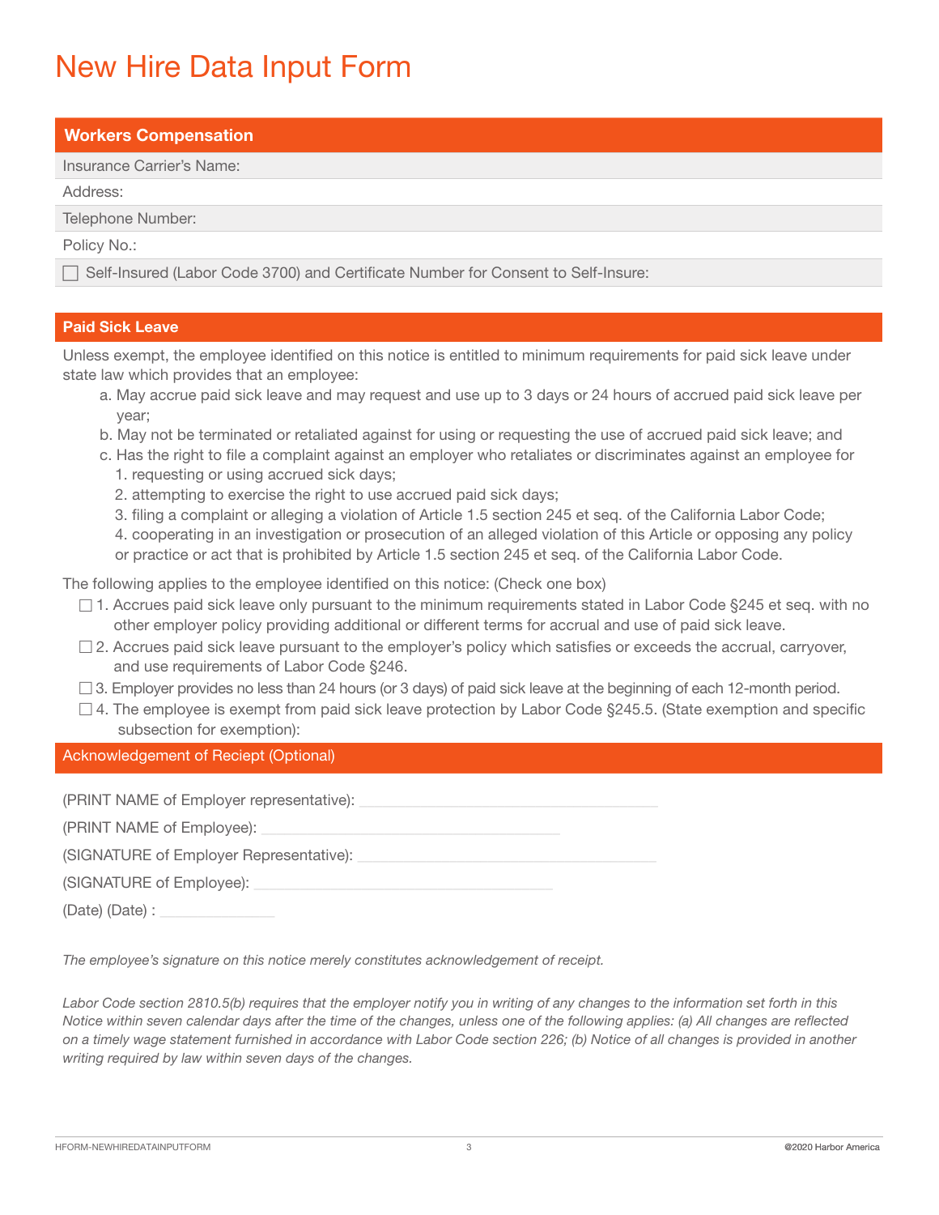# New Hire Data Input Form

## Workers Compensation

Insurance Carrier's Name:

Address:

Telephone Number:

Policy No.:

☐ Self-Insured (Labor Code 3700) and Certificate Number for Consent to Self-Insure:

## Paid Sick Leave

Unless exempt, the employee identified on this notice is entitled to minimum requirements for paid sick leave under state law which provides that an employee:

a. May accrue paid sick leave and may request and use up to 3 days or 24 hours of accrued paid sick leave per year;
b. May not be terminated or retaliated against for using or requesting the use of accrued paid sick leave; and
c. Has the right to file a complaint against an employer who retaliates or discriminates against an employee for
   1. requesting or using accrued sick days;
   2. attempting to exercise the right to use accrued paid sick days;
   3. filing a complaint or alleging a violation of Article 1.5 section 245 et seq. of the California Labor Code;
   4. cooperating in an investigation or prosecution of an alleged violation of this Article or opposing any policy or practice or act that is prohibited by Article 1.5 section 245 et seq. of the California Labor Code.

The following applies to the employee identified on this notice: (Check one box)

☐ 1. Accrues paid sick leave only pursuant to the minimum requirements stated in Labor Code §245 et seq. with no other employer policy providing additional or different terms for accrual and use of paid sick leave.

☐ 2. Accrues paid sick leave pursuant to the employer's policy which satisfies or exceeds the accrual, carryover, and use requirements of Labor Code §246.

☐ 3. Employer provides no less than 24 hours (or 3 days) of paid sick leave at the beginning of each 12-month period.

☐ 4. The employee is exempt from paid sick leave protection by Labor Code §245.5. (State exemption and specific subsection for exemption):

## Acknowledgement of Reciept (Optional)

(PRINT NAME of Employer representative): ______________________________

(PRINT NAME of Employee): ______________________________

(SIGNATURE of Employer Representative): ______________________________

(SIGNATURE of Employee): ______________________________

(Date) (Date) : ____________

*The employee's signature on this notice merely constitutes acknowledgement of receipt.*

*Labor Code section 2810.5(b) requires that the employer notify you in writing of any changes to the information set forth in this Notice within seven calendar days after the time of the changes, unless one of the following applies: (a) All changes are reflected on a timely wage statement furnished in accordance with Labor Code section 226; (b) Notice of all changes is provided in another writing required by law within seven days of the changes.*